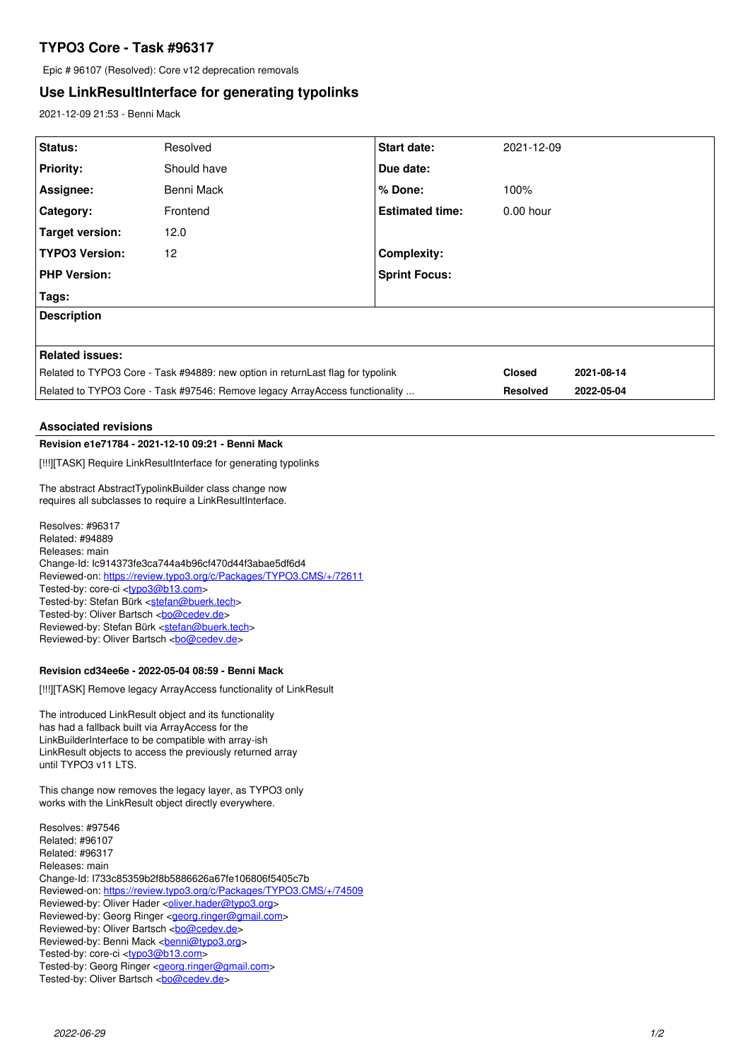# TYPO3 Core - Task #96317

Epic # 96107 (Resolved): Core v12 deprecation removals

## Use LinkResultInterface for generating typolinks

2021-12-09 21:53 - Benni Mack

| | | | |
|---|---|---|---|
| **Status:** | Resolved | **Start date:** | 2021-12-09 |
| **Priority:** | Should have | **Due date:** | |
| **Assignee:** | Benni Mack | **% Done:** | 100% |
| **Category:** | Frontend | **Estimated time:** | 0.00 hour |
| **Target version:** | 12.0 | | |
| **TYPO3 Version:** | 12 | **Complexity:** | |
| **PHP Version:** | | **Sprint Focus:** | |
| **Tags:** | | | |

**Description**

**Related issues:**

| | | |
|---|---|---|
| Related to TYPO3 Core - Task #94889: new option in returnLast flag for typolink | **Closed** | **2021-08-14** |
| Related to TYPO3 Core - Task #97546: Remove legacy ArrayAccess functionality ... | **Resolved** | **2022-05-04** |

### Associated revisions

**Revision e1e71784 - 2021-12-10 09:21 - Benni Mack**

[!!!][TASK] Require LinkResultInterface for generating typolinks

The abstract AbstractTypolinkBuilder class change now
requires all subclasses to require a LinkResultInterface.

Resolves: #96317
Related: #94889
Releases: main
Change-Id: Ic914373fe3ca744a4b96cf470d44f3abae5df6d4
Reviewed-on: https://review.typo3.org/c/Packages/TYPO3.CMS/+/72611
Tested-by: core-ci <typo3@b13.com>
Tested-by: Stefan Bürk <stefan@buerk.tech>
Tested-by: Oliver Bartsch <bo@cedev.de>
Reviewed-by: Stefan Bürk <stefan@buerk.tech>
Reviewed-by: Oliver Bartsch <bo@cedev.de>

**Revision cd34ee6e - 2022-05-04 08:59 - Benni Mack**

[!!!][TASK] Remove legacy ArrayAccess functionality of LinkResult

The introduced LinkResult object and its functionality
has had a fallback built via ArrayAccess for the
LinkBuilderInterface to be compatible with array-ish
LinkResult objects to access the previously returned array
until TYPO3 v11 LTS.

This change now removes the legacy layer, as TYPO3 only
works with the LinkResult object directly everywhere.

Resolves: #97546
Related: #96107
Related: #96317
Releases: main
Change-Id: I733c85359b2f8b5886626a67fe106806f5405c7b
Reviewed-on: https://review.typo3.org/c/Packages/TYPO3.CMS/+/74509
Reviewed-by: Oliver Hader <oliver.hader@typo3.org>
Reviewed-by: Georg Ringer <georg.ringer@gmail.com>
Reviewed-by: Oliver Bartsch <bo@cedev.de>
Reviewed-by: Benni Mack <benni@typo3.org>
Tested-by: core-ci <typo3@b13.com>
Tested-by: Georg Ringer <georg.ringer@gmail.com>
Tested-by: Oliver Bartsch <bo@cedev.de>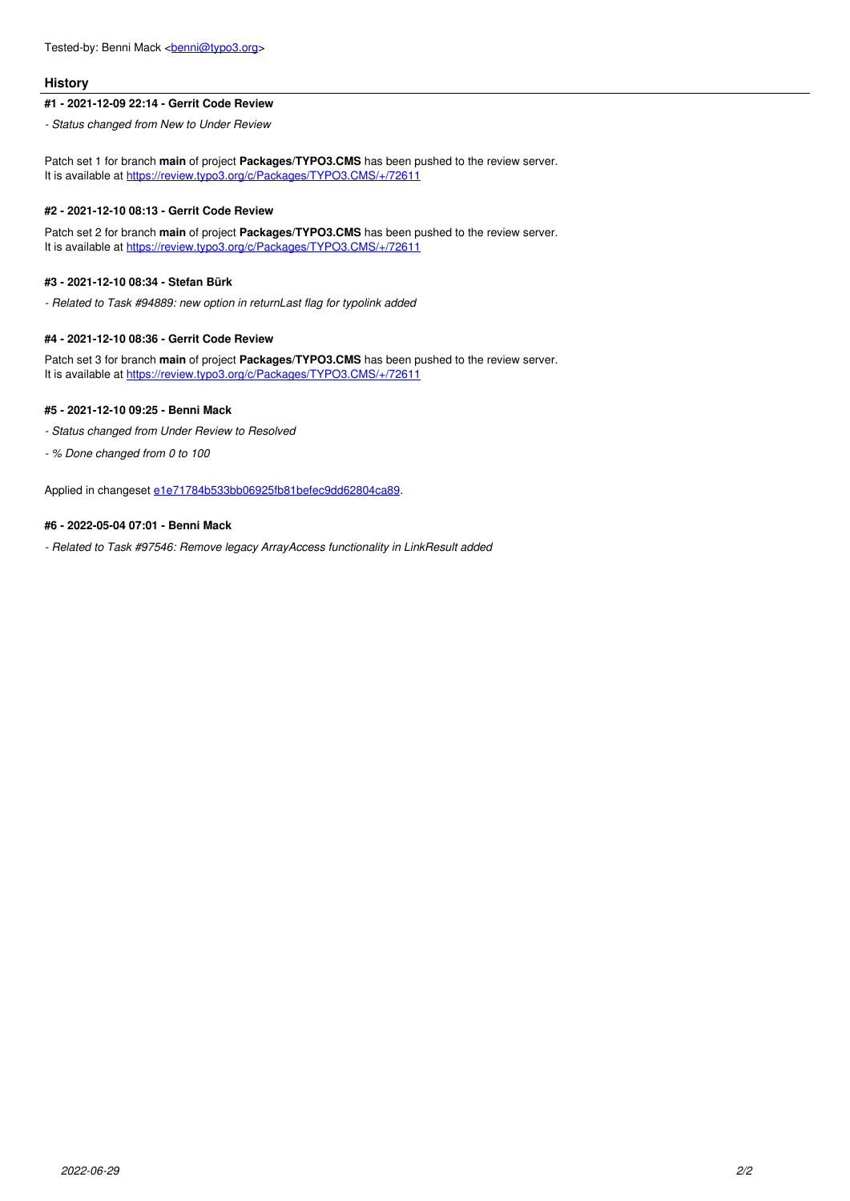Tested-by: Benni Mack <benni@typo3.org>

## History

#### #1 - 2021-12-09 22:14 - Gerrit Code Review

*- Status changed from New to Under Review*

Patch set 1 for branch **main** of project **Packages/TYPO3.CMS** has been pushed to the review server.
It is available at https://review.typo3.org/c/Packages/TYPO3.CMS/+/72611

#### #2 - 2021-12-10 08:13 - Gerrit Code Review

Patch set 2 for branch **main** of project **Packages/TYPO3.CMS** has been pushed to the review server.
It is available at https://review.typo3.org/c/Packages/TYPO3.CMS/+/72611

#### #3 - 2021-12-10 08:34 - Stefan Bürk

*- Related to Task #94889: new option in returnLast flag for typolink added*

#### #4 - 2021-12-10 08:36 - Gerrit Code Review

Patch set 3 for branch **main** of project **Packages/TYPO3.CMS** has been pushed to the review server.
It is available at https://review.typo3.org/c/Packages/TYPO3.CMS/+/72611

#### #5 - 2021-12-10 09:25 - Benni Mack

*- Status changed from Under Review to Resolved*

*- % Done changed from 0 to 100*

Applied in changeset e1e71784b533bb06925fb81befec9dd62804ca89.

#### #6 - 2022-05-04 07:01 - Benni Mack

*- Related to Task #97546: Remove legacy ArrayAccess functionality in LinkResult added*